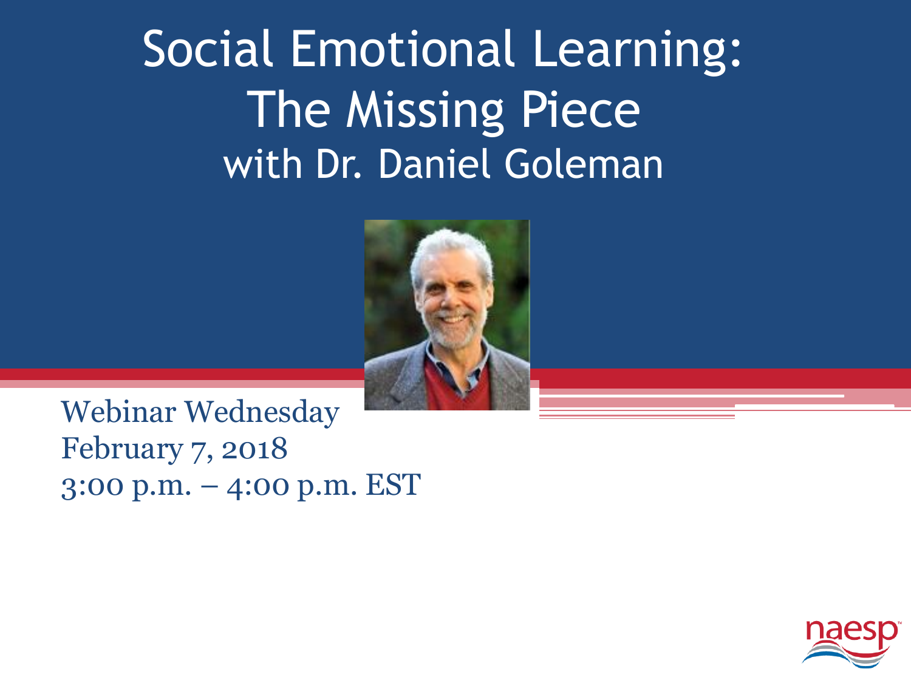# Social Emotional Learning: The Missing Piece

## with Dr. Daniel Goleman

Webinar Wednesday
February 7, 2018
3:00 p.m. – 4:00 p.m. EST

naesp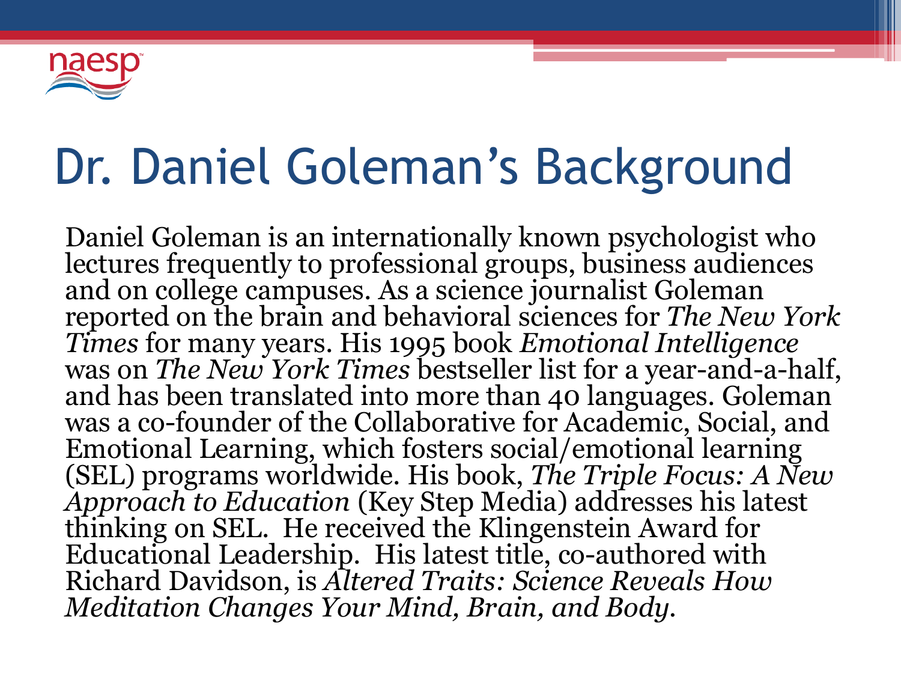# Dr. Daniel Goleman's Background

Daniel Goleman is an internationally known psychologist who lectures frequently to professional groups, business audiences and on college campuses. As a science journalist Goleman reported on the brain and behavioral sciences for *The New York Times* for many years. His 1995 book *Emotional Intelligence* was on *The New York Times* bestseller list for a year-and-a-half, and has been translated into more than 40 languages. Goleman was a co-founder of the Collaborative for Academic, Social, and Emotional Learning, which fosters social/emotional learning (SEL) programs worldwide. His book, *The Triple Focus: A New Approach to Education* (Key Step Media) addresses his latest thinking on SEL. He received the Klingenstein Award for Educational Leadership. His latest title, co-authored with Richard Davidson, is *Altered Traits: Science Reveals How Meditation Changes Your Mind, Brain, and Body*.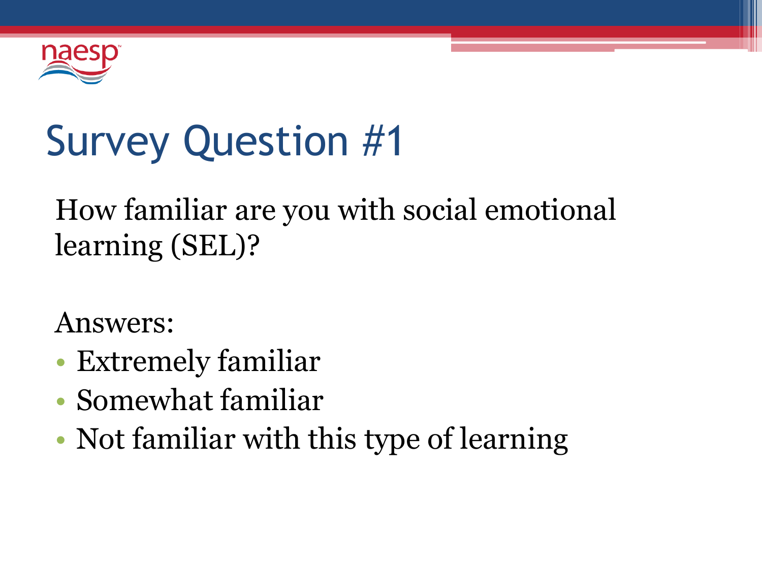# Survey Question #1

How familiar are you with social emotional learning (SEL)?

Answers:

- Extremely familiar
- Somewhat familiar
- Not familiar with this type of learning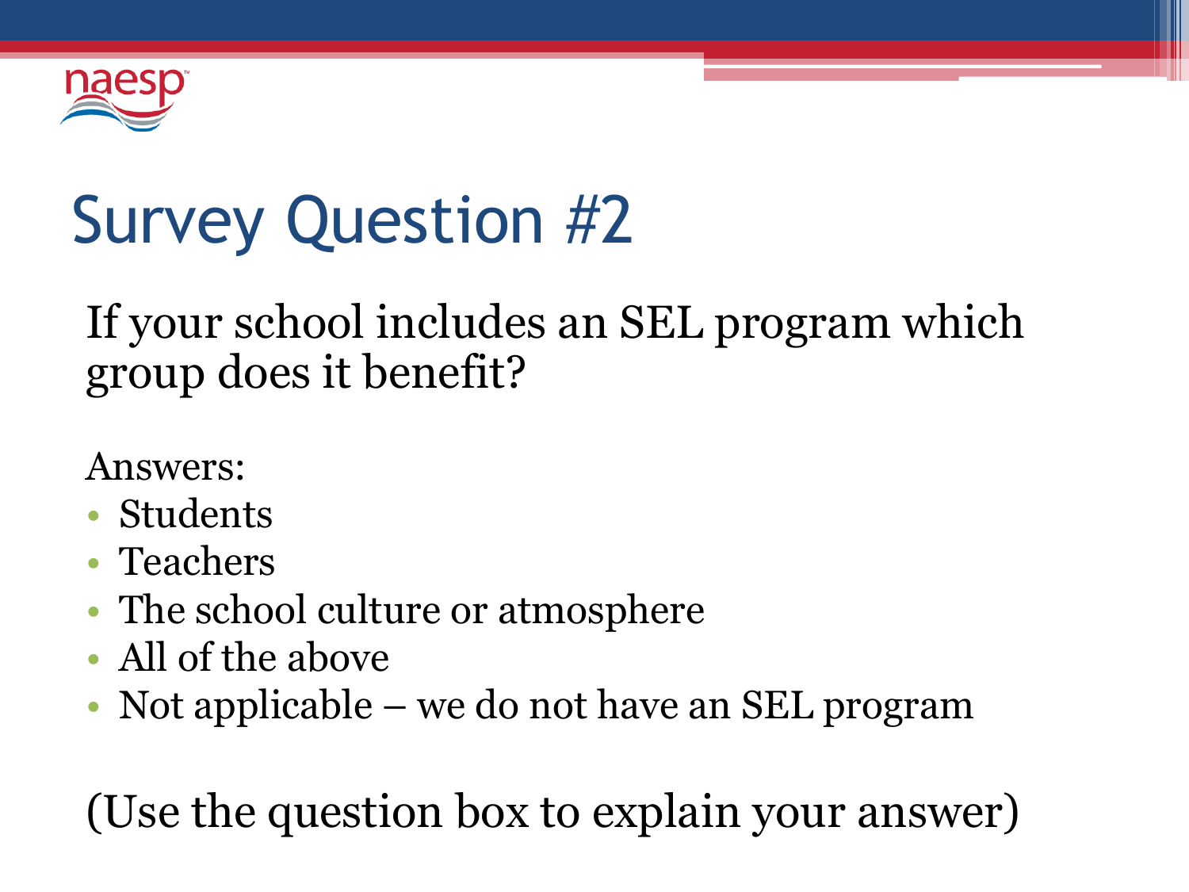# Survey Question #2

If your school includes an SEL program which group does it benefit?

Answers:

- Students
- Teachers
- The school culture or atmosphere
- All of the above
- Not applicable – we do not have an SEL program

(Use the question box to explain your answer)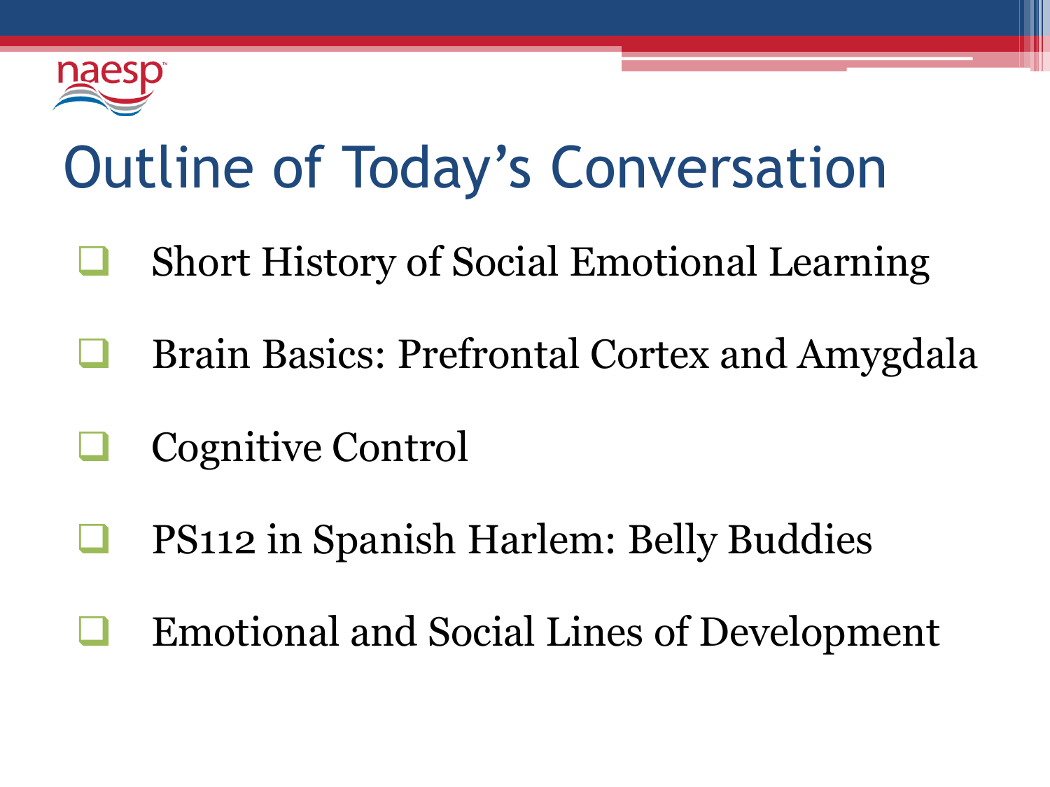# Outline of Today's Conversation

- Short History of Social Emotional Learning
- Brain Basics: Prefrontal Cortex and Amygdala
- Cognitive Control
- PS112 in Spanish Harlem: Belly Buddies
- Emotional and Social Lines of Development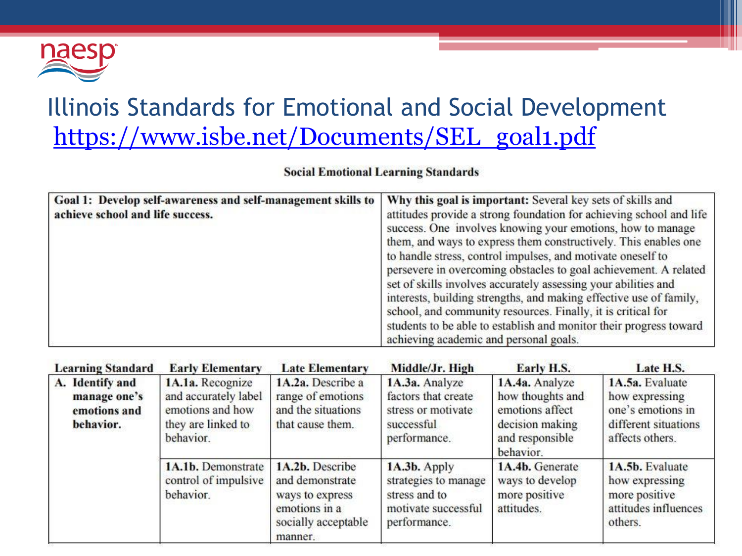# Illinois Standards for Emotional and Social Development

https://www.isbe.net/Documents/SEL_goal1.pdf

**Social Emotional Learning Standards**

| **Goal 1: Develop self-awareness and self-management skills to achieve school and life success.** | **Why this goal is important:** Several key sets of skills and attitudes provide a strong foundation for achieving school and life success. One involves knowing your emotions, how to manage them, and ways to express them constructively. This enables one to handle stress, control impulses, and motivate oneself to persevere in overcoming obstacles to goal achievement. A related set of skills involves accurately assessing your abilities and interests, building strengths, and making effective use of family, school, and community resources. Finally, it is critical for students to be able to establish and monitor their progress toward achieving academic and personal goals. |
|---|---|

| Learning Standard | Early Elementary | Late Elementary | Middle/Jr. High | Early H.S. | Late H.S. |
|---|---|---|---|---|---|
| **A. Identify and manage one's emotions and behavior.** | **1A.1a.** Recognize and accurately label emotions and how they are linked to behavior. | **1A.2a.** Describe a range of emotions and the situations that cause them. | **1A.3a.** Analyze factors that create stress or motivate successful performance. | **1A.4a.** Analyze how thoughts and emotions affect decision making and responsible behavior. | **1A.5a.** Evaluate how expressing one's emotions in different situations affects others. |
| | **1A.1b.** Demonstrate control of impulsive behavior. | **1A.2b.** Describe and demonstrate ways to express emotions in a socially acceptable manner. | **1A.3b.** Apply strategies to manage stress and to motivate successful performance. | **1A.4b.** Generate ways to develop more positive attitudes. | **1A.5b.** Evaluate how expressing more positive attitudes influences others. |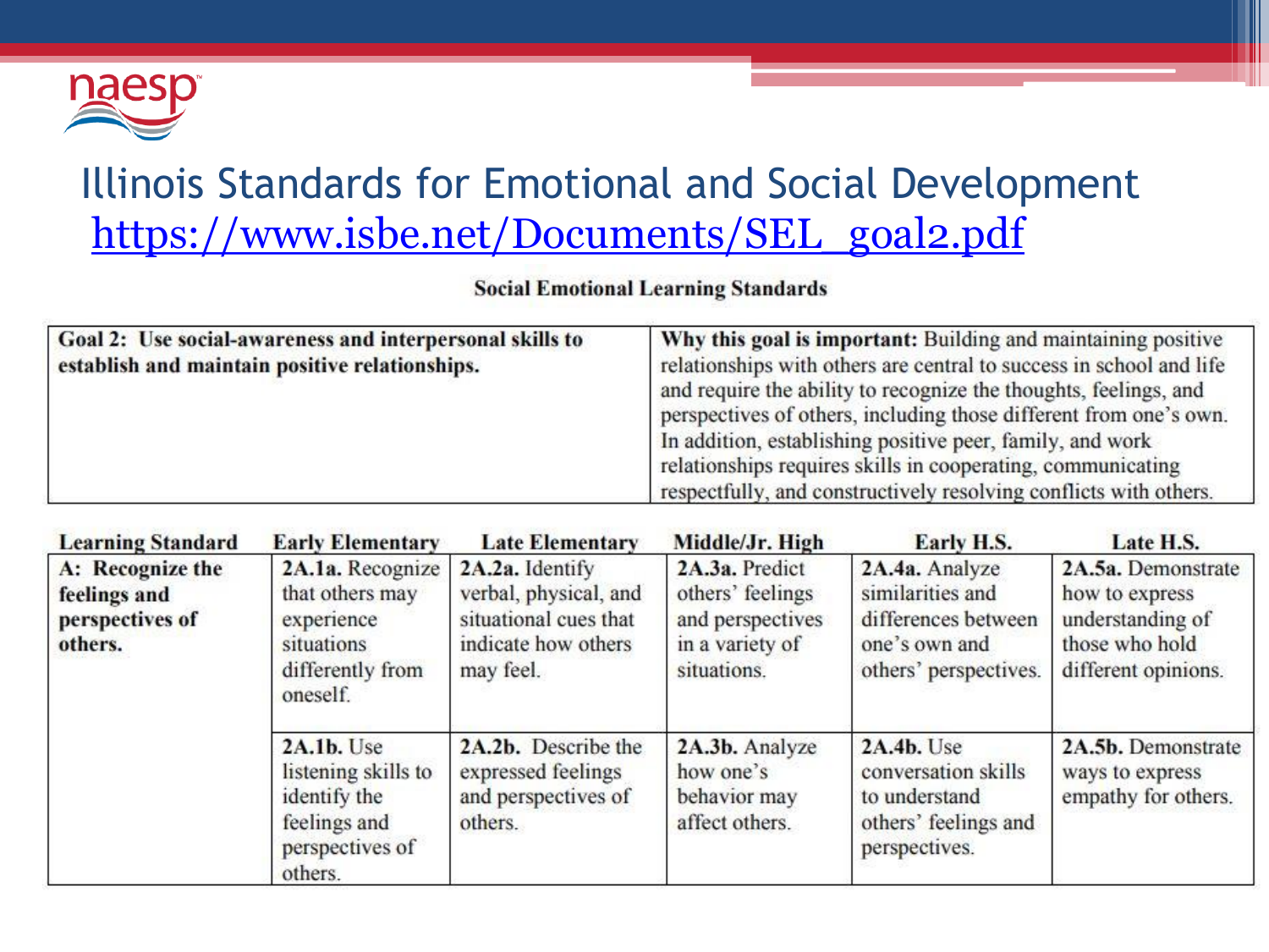# Illinois Standards for Emotional and Social Development

https://www.isbe.net/Documents/SEL_goal2.pdf

**Social Emotional Learning Standards**

| **Goal 2: Use social-awareness and interpersonal skills to establish and maintain positive relationships.** | **Why this goal is important:** Building and maintaining positive relationships with others are central to success in school and life and require the ability to recognize the thoughts, feelings, and perspectives of others, including those different from one's own. In addition, establishing positive peer, family, and work relationships requires skills in cooperating, communicating respectfully, and constructively resolving conflicts with others. |
|---|---|

| Learning Standard | Early Elementary | Late Elementary | Middle/Jr. High | Early H.S. | Late H.S. |
|---|---|---|---|---|---|
| **A: Recognize the feelings and perspectives of others.** | **2A.1a.** Recognize that others may experience situations differently from oneself. | **2A.2a.** Identify verbal, physical, and situational cues that indicate how others may feel. | **2A.3a.** Predict others' feelings and perspectives in a variety of situations. | **2A.4a.** Analyze similarities and differences between one's own and others' perspectives. | **2A.5a.** Demonstrate how to express understanding of those who hold different opinions. |
| | **2A.1b.** Use listening skills to identify the feelings and perspectives of others. | **2A.2b.** Describe the expressed feelings and perspectives of others. | **2A.3b.** Analyze how one's behavior may affect others. | **2A.4b.** Use conversation skills to understand others' feelings and perspectives. | **2A.5b.** Demonstrate ways to express empathy for others. |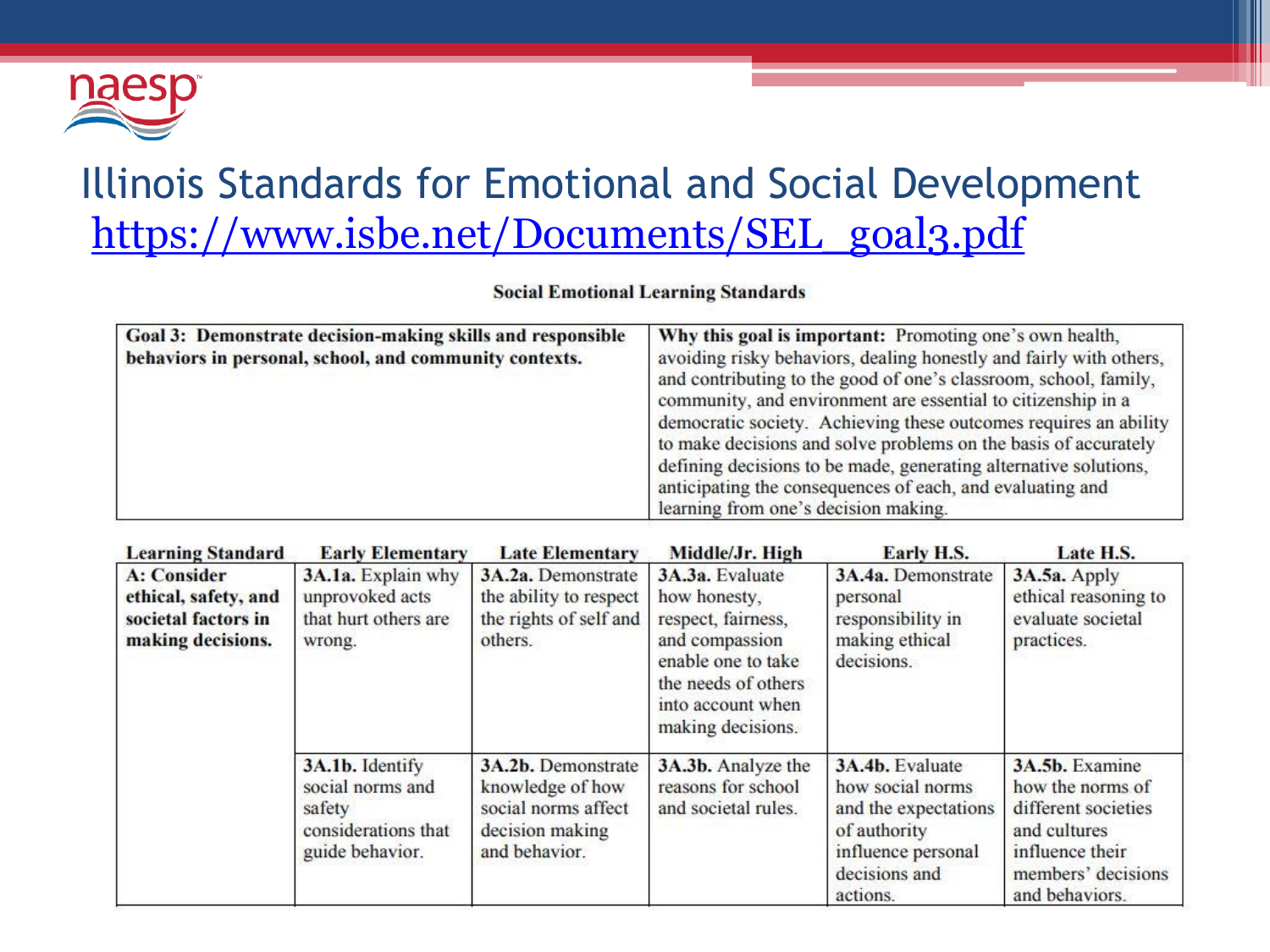# Illinois Standards for Emotional and Social Development

https://www.isbe.net/Documents/SEL_goal3.pdf

**Social Emotional Learning Standards**

| **Goal 3: Demonstrate decision-making skills and responsible behaviors in personal, school, and community contexts.** | **Why this goal is important:** Promoting one's own health, avoiding risky behaviors, dealing honestly and fairly with others, and contributing to the good of one's classroom, school, family, community, and environment are essential to citizenship in a democratic society. Achieving these outcomes requires an ability to make decisions and solve problems on the basis of accurately defining decisions to be made, generating alternative solutions, anticipating the consequences of each, and evaluating and learning from one's decision making. |
|---|---|

| Learning Standard | Early Elementary | Late Elementary | Middle/Jr. High | Early H.S. | Late H.S. |
|---|---|---|---|---|---|
| **A: Consider ethical, safety, and societal factors in making decisions.** | **3A.1a.** Explain why unprovoked acts that hurt others are wrong. | **3A.2a.** Demonstrate the ability to respect the rights of self and others. | **3A.3a.** Evaluate how honesty, respect, fairness, and compassion enable one to take the needs of others into account when making decisions. | **3A.4a.** Demonstrate personal responsibility in making ethical decisions. | **3A.5a.** Apply ethical reasoning to evaluate societal practices. |
| | **3A.1b.** Identify social norms and safety considerations that guide behavior. | **3A.2b.** Demonstrate knowledge of how social norms affect decision making and behavior. | **3A.3b.** Analyze the reasons for school and societal rules. | **3A.4b.** Evaluate how social norms and the expectations of authority influence personal decisions and actions. | **3A.5b.** Examine how the norms of different societies and cultures influence their members' decisions and behaviors. |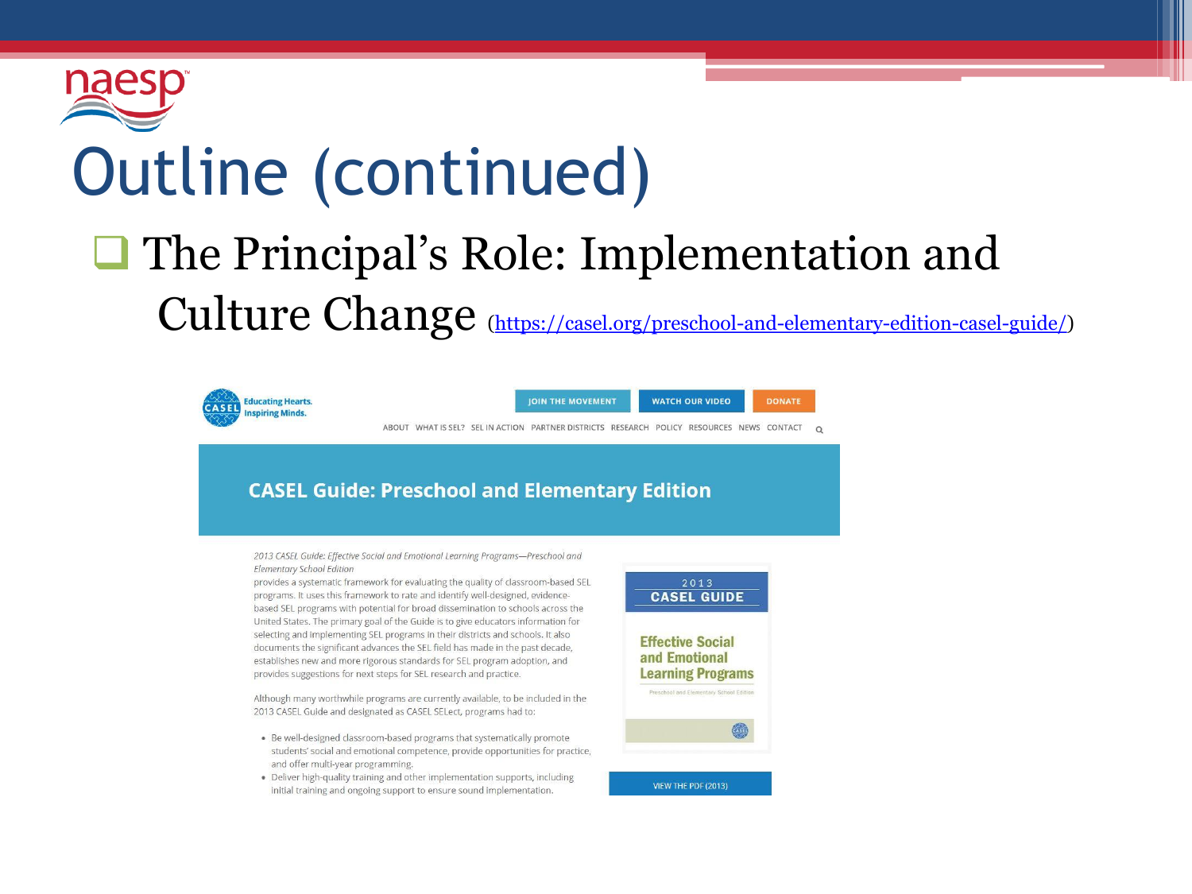# Outline (continued)

- The Principal's Role: Implementation and Culture Change (https://casel.org/preschool-and-elementary-edition-casel-guide/)

Educating Hearts. Inspiring Minds.

JOIN THE MOVEMENT | WATCH OUR VIDEO | DONATE

ABOUT WHAT IS SEL? SEL IN ACTION PARTNER DISTRICTS RESEARCH POLICY RESOURCES NEWS CONTACT

## CASEL Guide: Preschool and Elementary Edition

*2013 CASEL Guide: Effective Social and Emotional Learning Programs—Preschool and Elementary School Edition* provides a systematic framework for evaluating the quality of classroom-based SEL programs. It uses this framework to rate and identify well-designed, evidence-based SEL programs with potential for broad dissemination to schools across the United States. The primary goal of the Guide is to give educators information for selecting and implementing SEL programs in their districts and schools. It also documents the significant advances the SEL field has made in the past decade, establishes new and more rigorous standards for SEL program adoption, and provides suggestions for next steps for SEL research and practice.

Although many worthwhile programs are currently available, to be included in the 2013 CASEL Guide and designated as CASEL SELect, programs had to:

- Be well-designed classroom-based programs that systematically promote students' social and emotional competence, provide opportunities for practice, and offer multi-year programming.
- Deliver high-quality training and other implementation supports, including initial training and ongoing support to ensure sound implementation.

2013 CASEL GUIDE

Effective Social and Emotional Learning Programs

Preschool and Elementary School Edition

VIEW THE PDF (2013)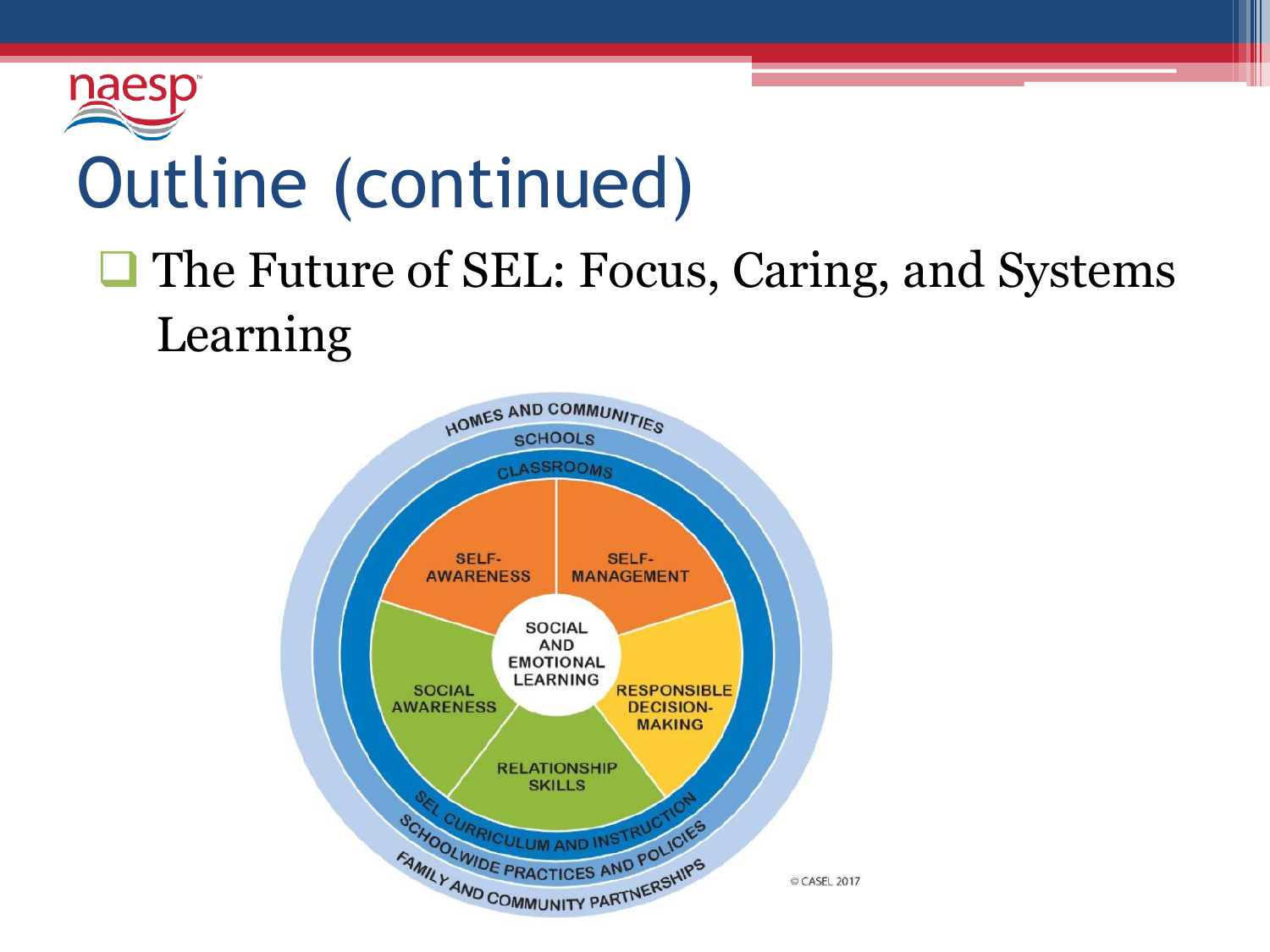# Outline (continued)

- The Future of SEL: Focus, Caring, and Systems Learning

HOMES AND COMMUNITIES

SCHOOLS

CLASSROOMS

SELF-AWARENESS

SELF-MANAGEMENT

SOCIAL AND EMOTIONAL LEARNING

SOCIAL AWARENESS

RESPONSIBLE DECISION-MAKING

RELATIONSHIP SKILLS

SEL CURRICULUM AND INSTRUCTION

SCHOOLWIDE PRACTICES AND POLICIES

FAMILY AND COMMUNITY PARTNERSHIPS

© CASEL 2017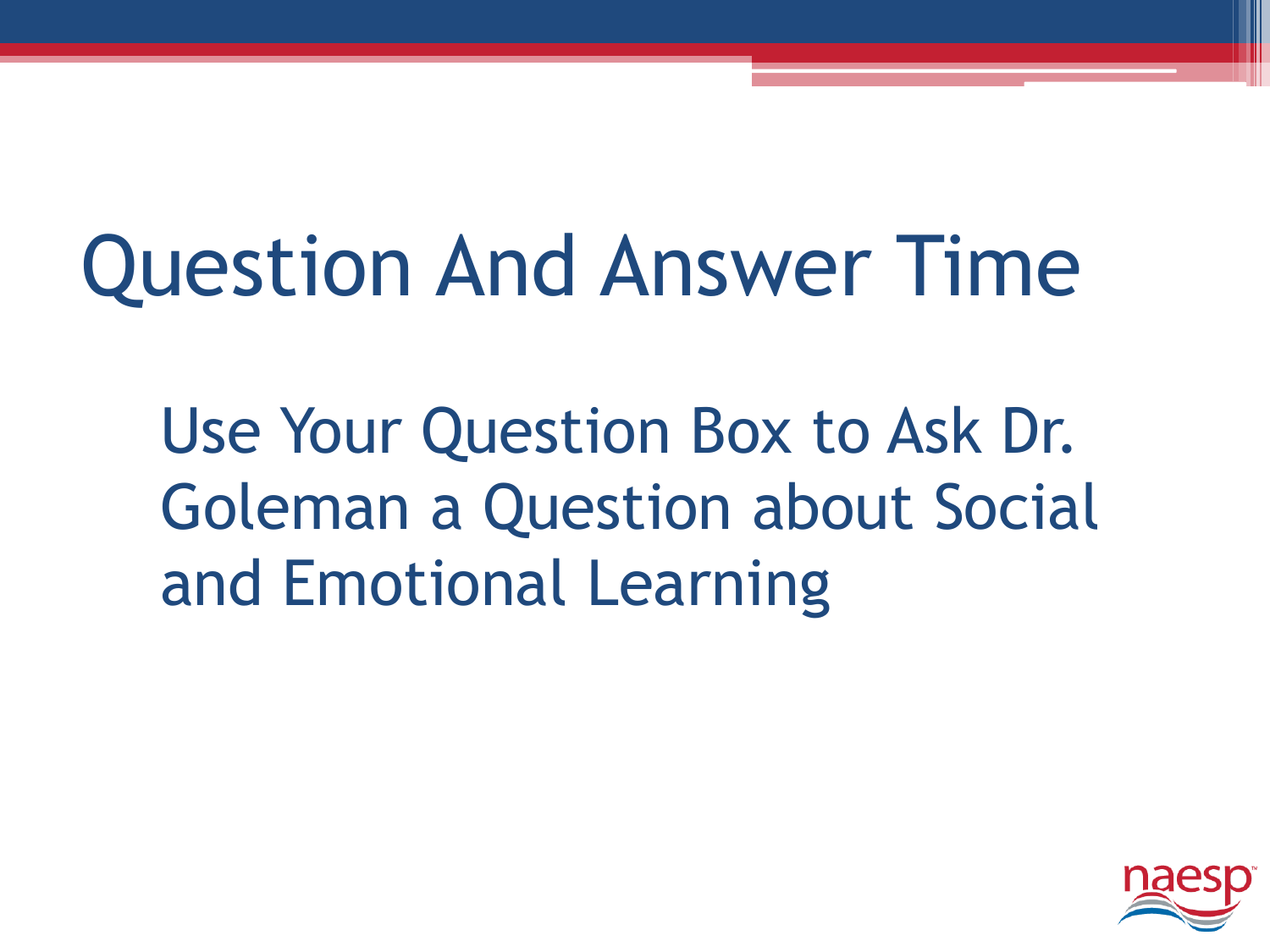# Question And Answer Time

Use Your Question Box to Ask Dr. Goleman a Question about Social and Emotional Learning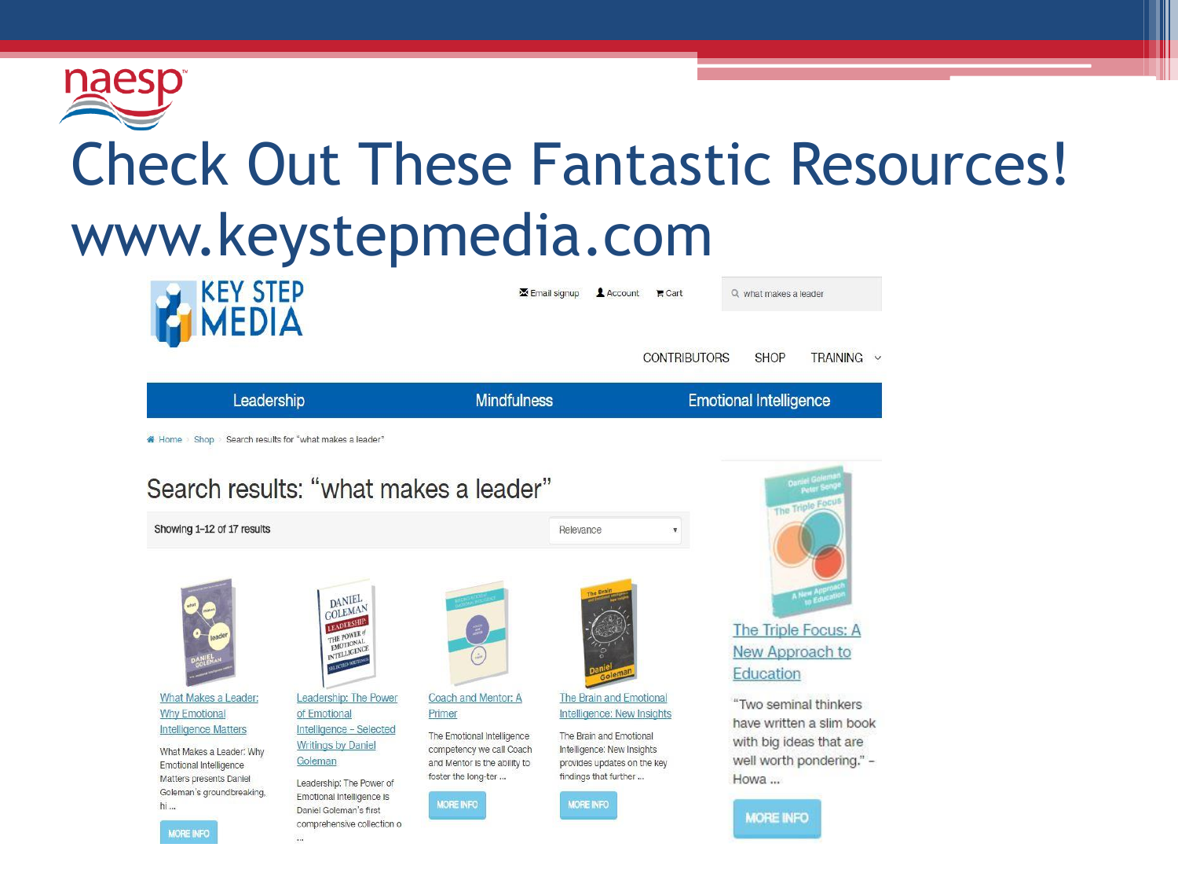# Check Out These Fantastic Resources! www.keystepmedia.com

KEY STEP MEDIA

Email signup Account Cart what makes a leader

CONTRIBUTORS SHOP TRAINING

Leadership Mindfulness Emotional Intelligence

Home › Shop › Search results for "what makes a leader"

## Search results: "what makes a leader"

Showing 1–12 of 17 results

Relevance

**What Makes a Leader: Why Emotional Intelligence Matters**

What Makes a Leader: Why Emotional Intelligence Matters presents Daniel Goleman's groundbreaking, hi ...

MORE INFO

**Leadership: The Power of Emotional Intelligence - Selected Writings by Daniel Goleman**

Leadership: The Power of Emotional Intelligence is Daniel Goleman's first comprehensive collection o ...

**Coach and Mentor: A Primer**

The Emotional Intelligence competency we call Coach and Mentor is the ability to foster the long-ter ...

MORE INFO

**The Brain and Emotional Intelligence: New Insights**

The Brain and Emotional Intelligence: New Insights provides updates on the key findings that further ...

MORE INFO

**The Triple Focus: A New Approach to Education**

"Two seminal thinkers have written a slim book with big ideas that are well worth pondering." – Howa ...

MORE INFO